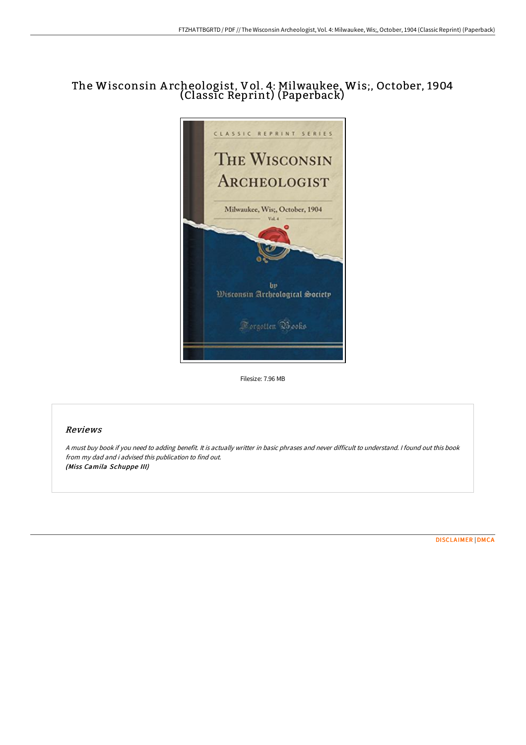# The Wisconsin Archeologist, Vol. 4: Milwaukee, Wis;, October, 1904 (Classic Reprint) (Paperback)

Filesize: 7.96 MB

## Reviews

*A must buy book if you need to adding benefit. It is actually writter in basic phrases and never difficult to understand. I found out this book from my dad and i advised this publication to find out.*
***(Miss Camila Schuppe III)***

DISCLAIMER | DMCA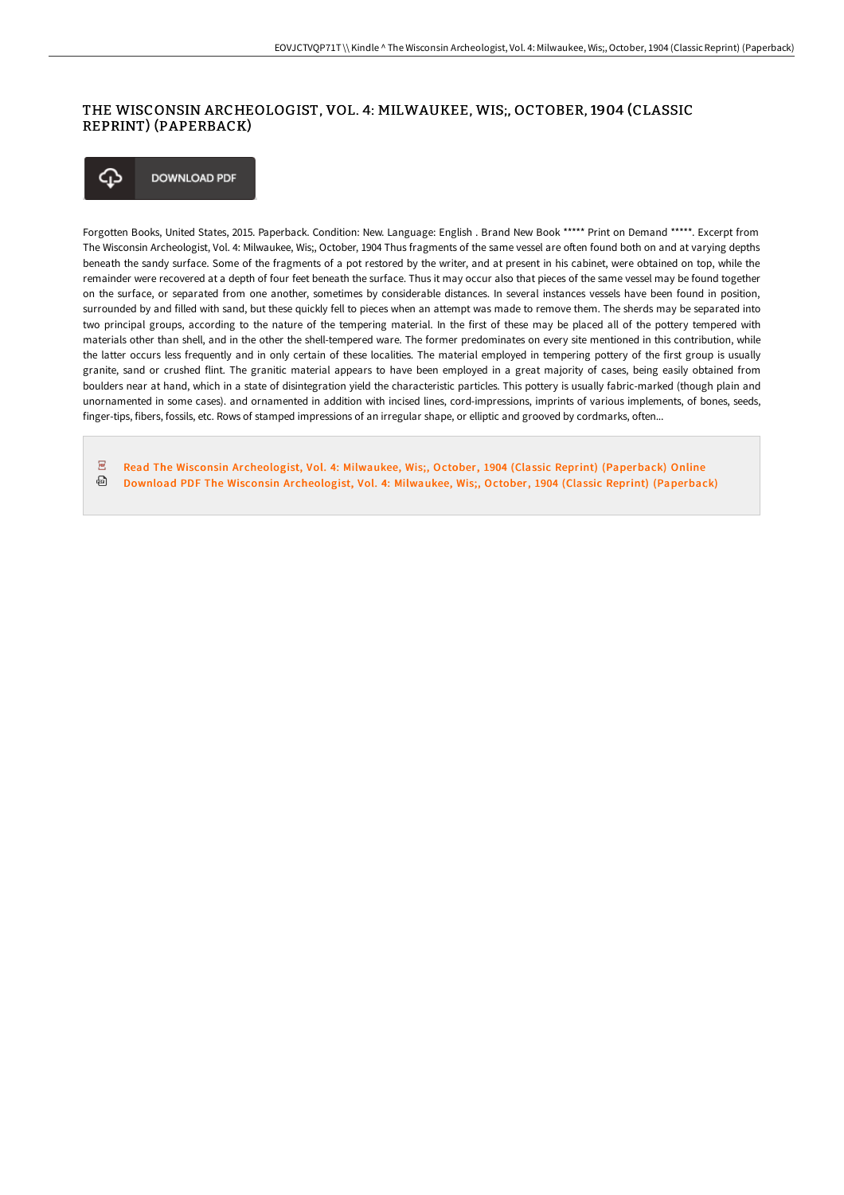# THE WISCONSIN ARCHEOLOGIST, VOL. 4: MILWAUKEE, WIS;, OCTOBER, 1904 (CLASSIC REPRINT) (PAPERBACK)

DOWNLOAD PDF

Forgotten Books, United States, 2015. Paperback. Condition: New. Language: English . Brand New Book ***** Print on Demand *****. Excerpt from The Wisconsin Archeologist, Vol. 4: Milwaukee, Wis;, October, 1904 Thus fragments of the same vessel are often found both on and at varying depths beneath the sandy surface. Some of the fragments of a pot restored by the writer, and at present in his cabinet, were obtained on top, while the remainder were recovered at a depth of four feet beneath the surface. Thus it may occur also that pieces of the same vessel may be found together on the surface, or separated from one another, sometimes by considerable distances. In several instances vessels have been found in position, surrounded by and filled with sand, but these quickly fell to pieces when an attempt was made to remove them. The sherds may be separated into two principal groups, according to the nature of the tempering material. In the first of these may be placed all of the pottery tempered with materials other than shell, and in the other the shell-tempered ware. The former predominates on every site mentioned in this contribution, while the latter occurs less frequently and in only certain of these localities. The material employed in tempering pottery of the first group is usually granite, sand or crushed flint. The granitic material appears to have been employed in a great majority of cases, being easily obtained from boulders near at hand, which in a state of disintegration yield the characteristic particles. This pottery is usually fabric-marked (though plain and unornamented in some cases). and ornamented in addition with incised lines, cord-impressions, imprints of various implements, of bones, seeds, finger-tips, fibers, fossils, etc. Rows of stamped impressions of an irregular shape, or elliptic and grooved by cordmarks, often...

Read The Wisconsin Archeologist, Vol. 4: Milwaukee, Wis;, October, 1904 (Classic Reprint) (Paperback) Online

Download PDF The Wisconsin Archeologist, Vol. 4: Milwaukee, Wis;, October, 1904 (Classic Reprint) (Paperback)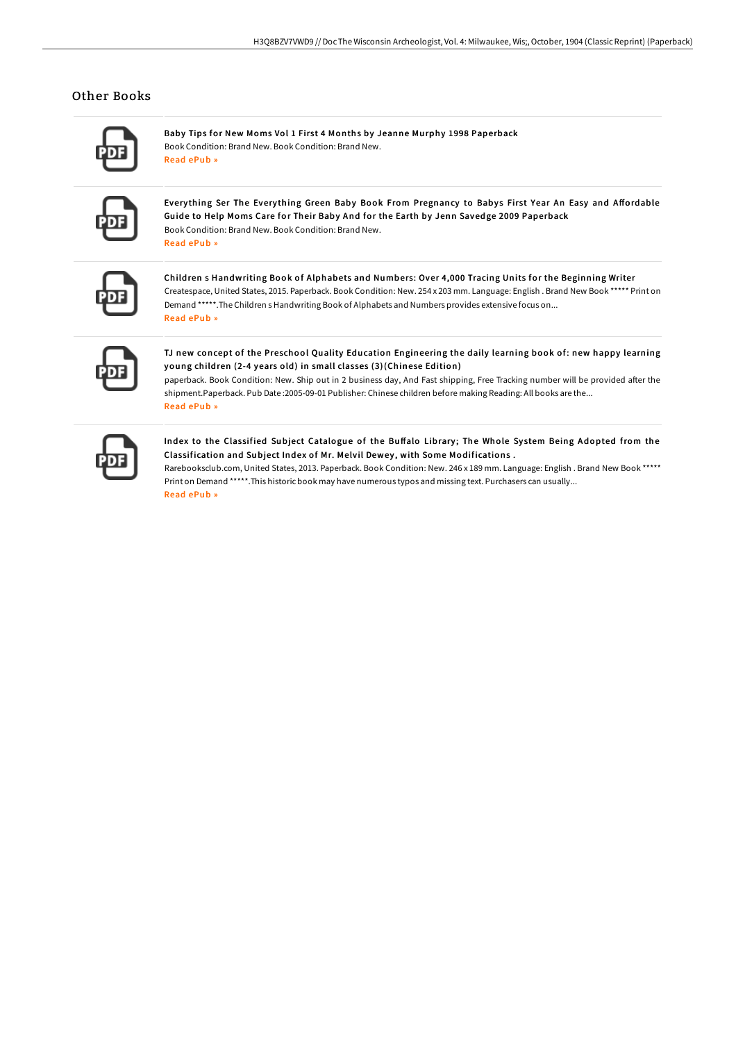## Other Books

**Baby Tips for New Moms Vol 1 First 4 Months by Jeanne Murphy 1998 Paperback**
Book Condition: Brand New. Book Condition: Brand New.
Read ePub »

**Everything Ser The Everything Green Baby Book From Pregnancy to Babys First Year An Easy and Affordable Guide to Help Moms Care for Their Baby And for the Earth by Jenn Savedge 2009 Paperback**
Book Condition: Brand New. Book Condition: Brand New.
Read ePub »

**Children s Handwriting Book of Alphabets and Numbers: Over 4,000 Tracing Units for the Beginning Writer**
Createspace, United States, 2015. Paperback. Book Condition: New. 254 x 203 mm. Language: English . Brand New Book ***** Print on Demand *****.The Children s Handwriting Book of Alphabets and Numbers provides extensive focus on...
Read ePub »

**TJ new concept of the Preschool Quality Education Engineering the daily learning book of: new happy learning young children (2-4 years old) in small classes (3)(Chinese Edition)**
paperback. Book Condition: New. Ship out in 2 business day, And Fast shipping, Free Tracking number will be provided after the shipment.Paperback. Pub Date :2005-09-01 Publisher: Chinese children before making Reading: All books are the...
Read ePub »

**Index to the Classified Subject Catalogue of the Buffalo Library; The Whole System Being Adopted from the Classification and Subject Index of Mr. Melvil Dewey, with Some Modifications .**
Rarebooksclub.com, United States, 2013. Paperback. Book Condition: New. 246 x 189 mm. Language: English . Brand New Book ***** Print on Demand *****.This historic book may have numerous typos and missing text. Purchasers can usually...
Read ePub »